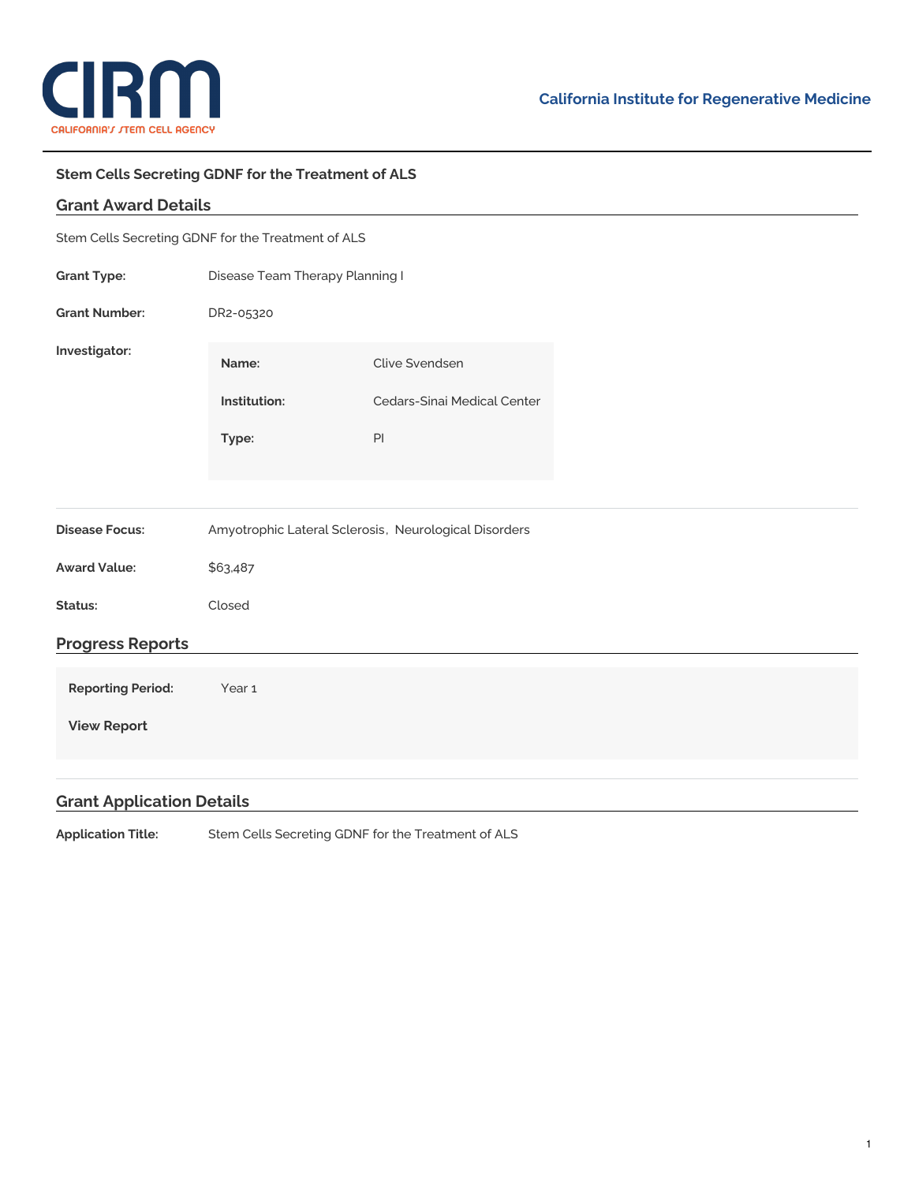California Institute for Regenerative Medicine

### Stem Cells Secreting GDNF for the Treatment of ALS

## Grant Award Details

Stem Cells Secreting GDNF for the Treatment of ALS

**Grant Type:** Disease Team Therapy Planning I

**Grant Number:** DR2-05320

**Investigator:**

| | |
|---|---|
| **Name:** | Clive Svendsen |
| **Institution:** | Cedars-Sinai Medical Center |
| **Type:** | PI |

**Disease Focus:** Amyotrophic Lateral Sclerosis, Neurological Disorders

**Award Value:** $63,487

**Status:** Closed

## Progress Reports

**Reporting Period:** Year 1

**View Report**

## Grant Application Details

**Application Title:** Stem Cells Secreting GDNF for the Treatment of ALS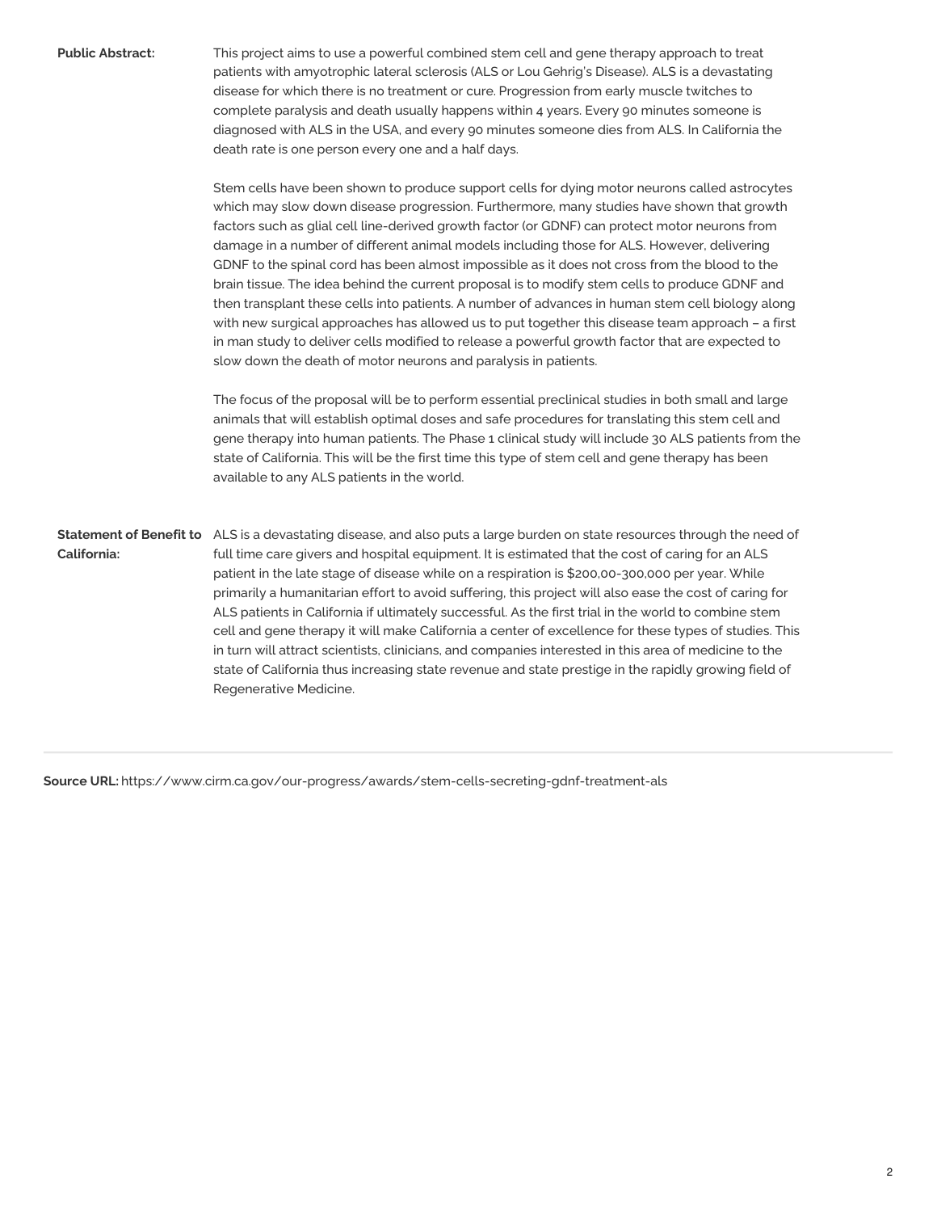**Public Abstract:**

This project aims to use a powerful combined stem cell and gene therapy approach to treat patients with amyotrophic lateral sclerosis (ALS or Lou Gehrig's Disease). ALS is a devastating disease for which there is no treatment or cure. Progression from early muscle twitches to complete paralysis and death usually happens within 4 years. Every 90 minutes someone is diagnosed with ALS in the USA, and every 90 minutes someone dies from ALS. In California the death rate is one person every one and a half days.

Stem cells have been shown to produce support cells for dying motor neurons called astrocytes which may slow down disease progression. Furthermore, many studies have shown that growth factors such as glial cell line-derived growth factor (or GDNF) can protect motor neurons from damage in a number of different animal models including those for ALS. However, delivering GDNF to the spinal cord has been almost impossible as it does not cross from the blood to the brain tissue. The idea behind the current proposal is to modify stem cells to produce GDNF and then transplant these cells into patients. A number of advances in human stem cell biology along with new surgical approaches has allowed us to put together this disease team approach – a first in man study to deliver cells modified to release a powerful growth factor that are expected to slow down the death of motor neurons and paralysis in patients.

The focus of the proposal will be to perform essential preclinical studies in both small and large animals that will establish optimal doses and safe procedures for translating this stem cell and gene therapy into human patients. The Phase 1 clinical study will include 30 ALS patients from the state of California. This will be the first time this type of stem cell and gene therapy has been available to any ALS patients in the world.

**Statement of Benefit to California:**

ALS is a devastating disease, and also puts a large burden on state resources through the need of full time care givers and hospital equipment. It is estimated that the cost of caring for an ALS patient in the late stage of disease while on a respiration is $200,00-300,000 per year. While primarily a humanitarian effort to avoid suffering, this project will also ease the cost of caring for ALS patients in California if ultimately successful. As the first trial in the world to combine stem cell and gene therapy it will make California a center of excellence for these types of studies. This in turn will attract scientists, clinicians, and companies interested in this area of medicine to the state of California thus increasing state revenue and state prestige in the rapidly growing field of Regenerative Medicine.

---

**Source URL:** https://www.cirm.ca.gov/our-progress/awards/stem-cells-secreting-gdnf-treatment-als